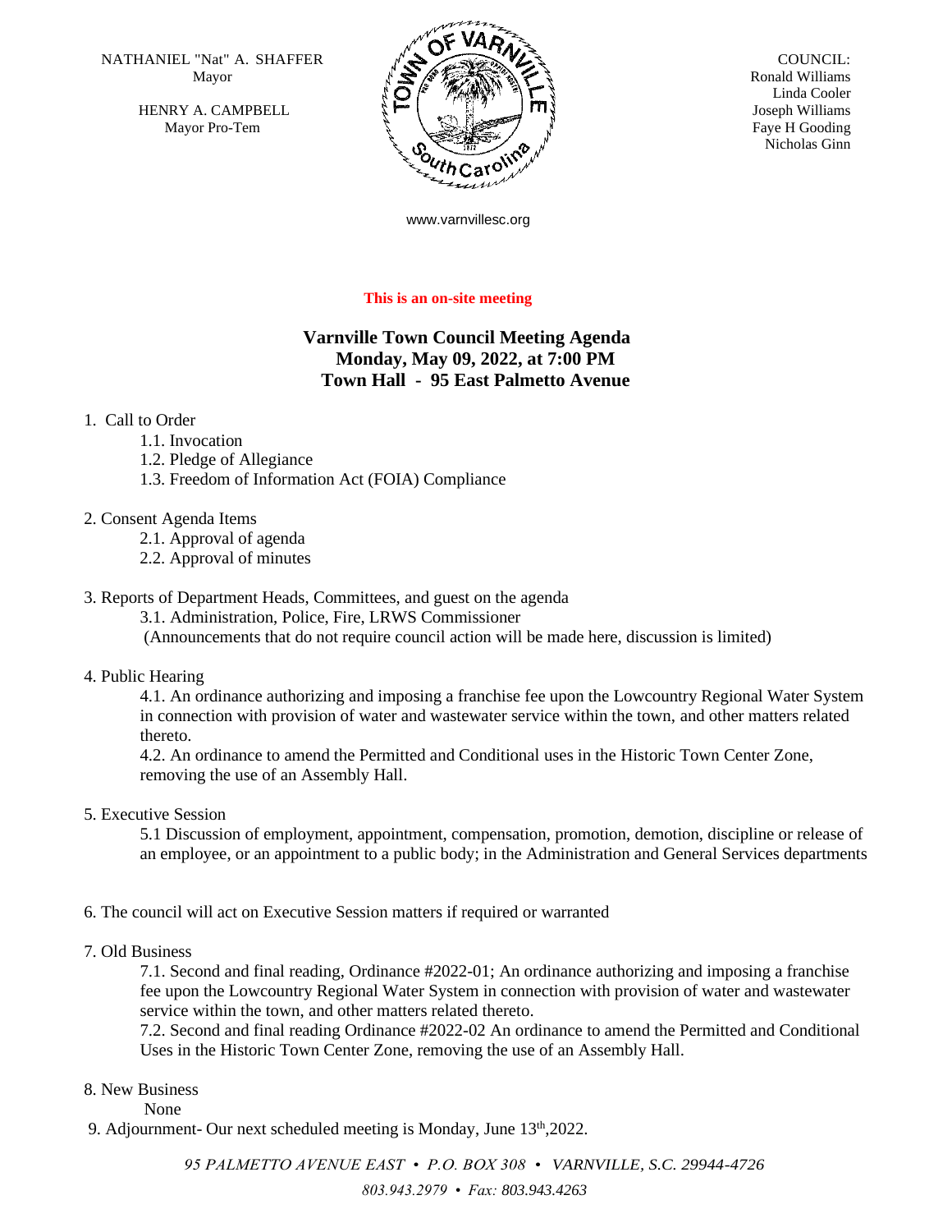NATHANIEL "Nat" A. SHAFFER
Mayor

HENRY A. CAMPBELL
Mayor Pro-Tem

COUNCIL:
Ronald Williams
Linda Cooler
Joseph Williams
Faye H Gooding
Nicholas Ginn

www.varnvillesc.org

**This is an on-site meeting**

## Varnville Town Council Meeting Agenda
## Monday, May 09, 2022, at 7:00 PM
## Town Hall - 95 East Palmetto Avenue

1. Call to Order
   - 1.1. Invocation
   - 1.2. Pledge of Allegiance
   - 1.3. Freedom of Information Act (FOIA) Compliance

2. Consent Agenda Items
   - 2.1. Approval of agenda
   - 2.2. Approval of minutes

3. Reports of Department Heads, Committees, and guest on the agenda
   - 3.1. Administration, Police, Fire, LRWS Commissioner

   (Announcements that do not require council action will be made here, discussion is limited)

4. Public Hearing
   - 4.1. An ordinance authorizing and imposing a franchise fee upon the Lowcountry Regional Water System in connection with provision of water and wastewater service within the town, and other matters related thereto.
   - 4.2. An ordinance to amend the Permitted and Conditional uses in the Historic Town Center Zone, removing the use of an Assembly Hall.

5. Executive Session
   - 5.1 Discussion of employment, appointment, compensation, promotion, demotion, discipline or release of an employee, or an appointment to a public body; in the Administration and General Services departments

6. The council will act on Executive Session matters if required or warranted

7. Old Business
   - 7.1. Second and final reading, Ordinance #2022-01; An ordinance authorizing and imposing a franchise fee upon the Lowcountry Regional Water System in connection with provision of water and wastewater service within the town, and other matters related thereto.
   - 7.2. Second and final reading Ordinance #2022-02 An ordinance to amend the Permitted and Conditional Uses in the Historic Town Center Zone, removing the use of an Assembly Hall.

8. New Business

   None

9. Adjournment- Our next scheduled meeting is Monday, June 13th,2022.

*95 PALMETTO AVENUE EAST • P.O. BOX 308 • VARNVILLE, S.C. 29944-4726*

*803.943.2979 • Fax: 803.943.4263*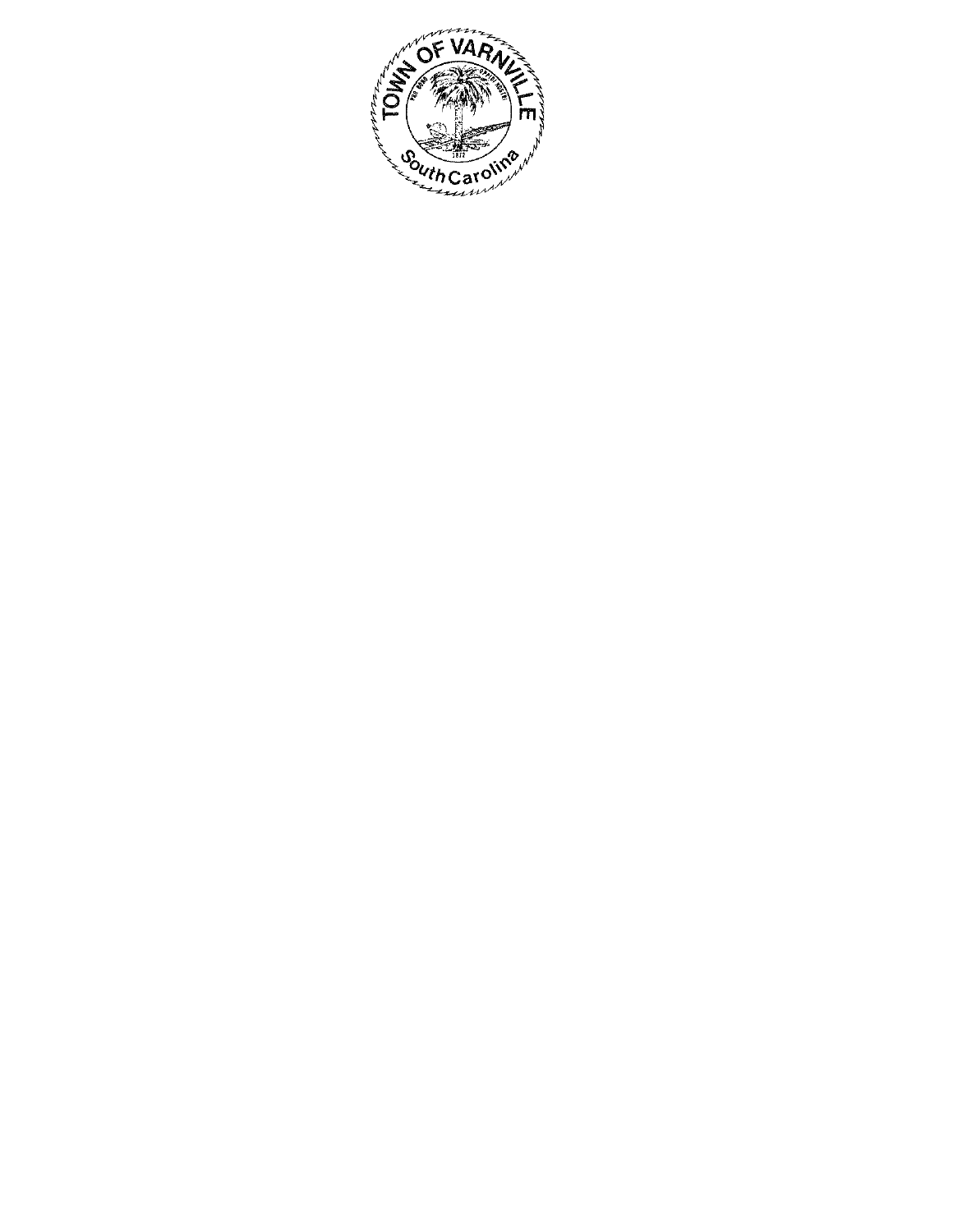TOWN OF VARNVILLE

South Carolina